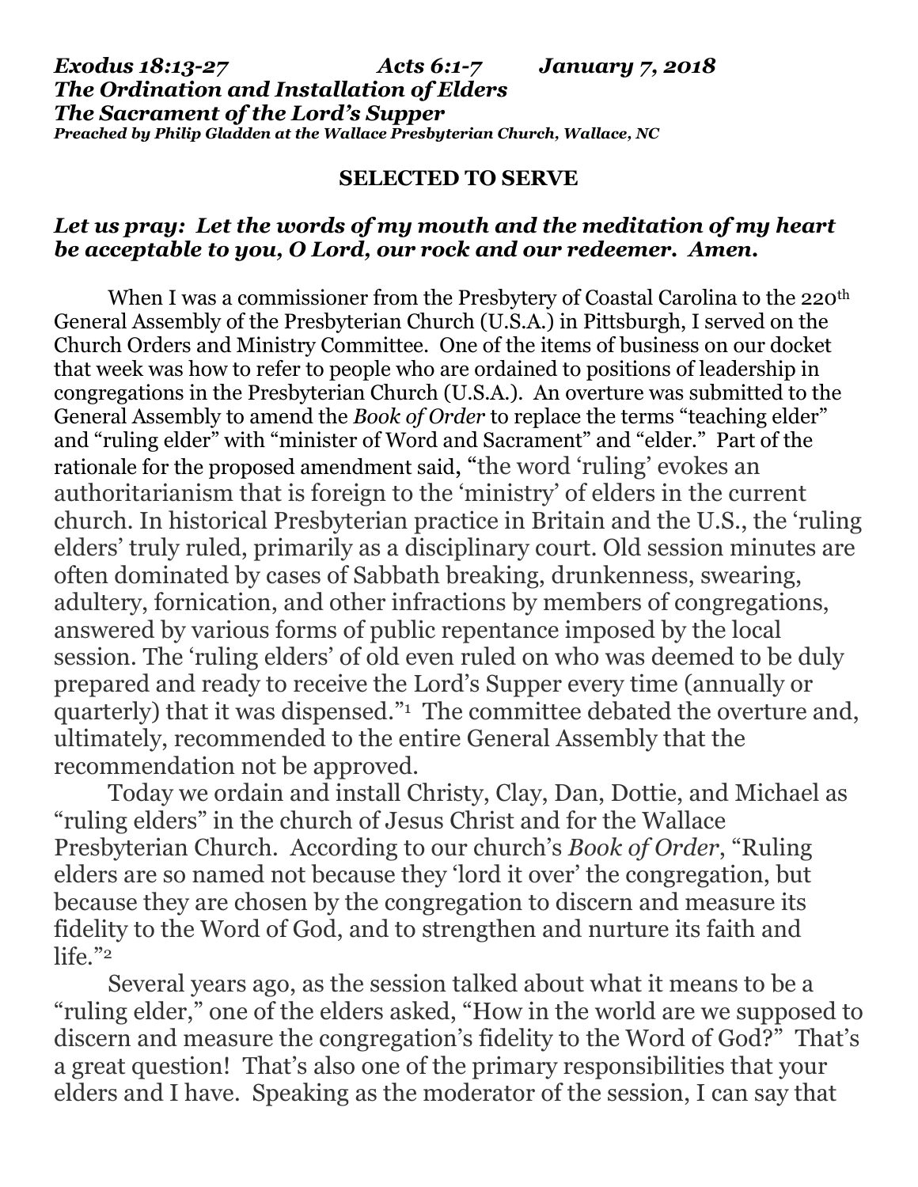***Exodus 18:13-27 Acts 6:1-7 January 7, 2018***
***The Ordination and Installation of Elders***
***The Sacrament of the Lord's Supper***
***Preached by Philip Gladden at the Wallace Presbyterian Church, Wallace, NC***

**SELECTED TO SERVE**

***Let us pray: Let the words of my mouth and the meditation of my heart be acceptable to you, O Lord, our rock and our redeemer. Amen.***

When I was a commissioner from the Presbytery of Coastal Carolina to the 220th General Assembly of the Presbyterian Church (U.S.A.) in Pittsburgh, I served on the Church Orders and Ministry Committee. One of the items of business on our docket that week was how to refer to people who are ordained to positions of leadership in congregations in the Presbyterian Church (U.S.A.). An overture was submitted to the General Assembly to amend the *Book of Order* to replace the terms "teaching elder" and "ruling elder" with "minister of Word and Sacrament" and "elder." Part of the rationale for the proposed amendment said, "the word 'ruling' evokes an authoritarianism that is foreign to the 'ministry' of elders in the current church. In historical Presbyterian practice in Britain and the U.S., the 'ruling elders' truly ruled, primarily as a disciplinary court. Old session minutes are often dominated by cases of Sabbath breaking, drunkenness, swearing, adultery, fornication, and other infractions by members of congregations, answered by various forms of public repentance imposed by the local session. The 'ruling elders' of old even ruled on who was deemed to be duly prepared and ready to receive the Lord's Supper every time (annually or quarterly) that it was dispensed."[1] The committee debated the overture and, ultimately, recommended to the entire General Assembly that the recommendation not be approved.

Today we ordain and install Christy, Clay, Dan, Dottie, and Michael as "ruling elders" in the church of Jesus Christ and for the Wallace Presbyterian Church. According to our church's *Book of Order*, "Ruling elders are so named not because they 'lord it over' the congregation, but because they are chosen by the congregation to discern and measure its fidelity to the Word of God, and to strengthen and nurture its faith and life."[2]

Several years ago, as the session talked about what it means to be a "ruling elder," one of the elders asked, "How in the world are we supposed to discern and measure the congregation's fidelity to the Word of God?" That's a great question! That's also one of the primary responsibilities that your elders and I have. Speaking as the moderator of the session, I can say that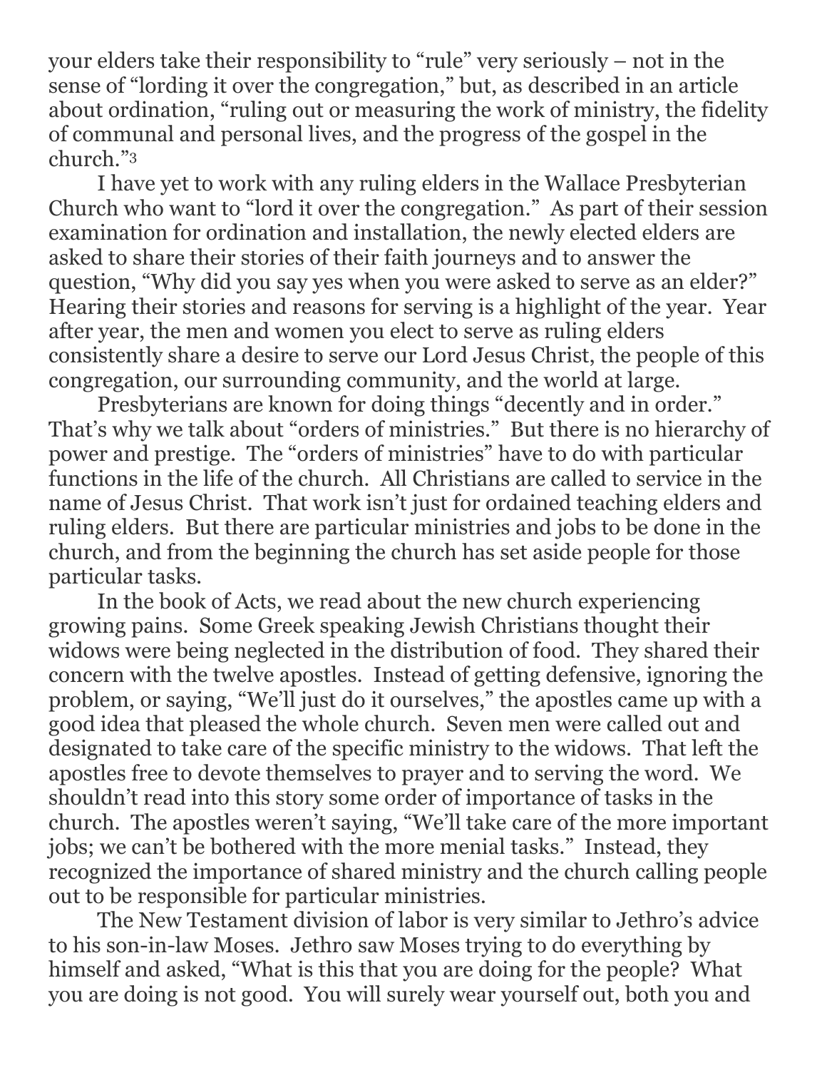your elders take their responsibility to "rule" very seriously – not in the sense of "lording it over the congregation," but, as described in an article about ordination, "ruling out or measuring the work of ministry, the fidelity of communal and personal lives, and the progress of the gospel in the church."[3]

I have yet to work with any ruling elders in the Wallace Presbyterian Church who want to "lord it over the congregation." As part of their session examination for ordination and installation, the newly elected elders are asked to share their stories of their faith journeys and to answer the question, "Why did you say yes when you were asked to serve as an elder?" Hearing their stories and reasons for serving is a highlight of the year. Year after year, the men and women you elect to serve as ruling elders consistently share a desire to serve our Lord Jesus Christ, the people of this congregation, our surrounding community, and the world at large.

Presbyterians are known for doing things "decently and in order." That's why we talk about "orders of ministries." But there is no hierarchy of power and prestige. The "orders of ministries" have to do with particular functions in the life of the church. All Christians are called to service in the name of Jesus Christ. That work isn't just for ordained teaching elders and ruling elders. But there are particular ministries and jobs to be done in the church, and from the beginning the church has set aside people for those particular tasks.

In the book of Acts, we read about the new church experiencing growing pains. Some Greek speaking Jewish Christians thought their widows were being neglected in the distribution of food. They shared their concern with the twelve apostles. Instead of getting defensive, ignoring the problem, or saying, "We'll just do it ourselves," the apostles came up with a good idea that pleased the whole church. Seven men were called out and designated to take care of the specific ministry to the widows. That left the apostles free to devote themselves to prayer and to serving the word. We shouldn't read into this story some order of importance of tasks in the church. The apostles weren't saying, "We'll take care of the more important jobs; we can't be bothered with the more menial tasks." Instead, they recognized the importance of shared ministry and the church calling people out to be responsible for particular ministries.

The New Testament division of labor is very similar to Jethro's advice to his son-in-law Moses. Jethro saw Moses trying to do everything by himself and asked, "What is this that you are doing for the people? What you are doing is not good. You will surely wear yourself out, both you and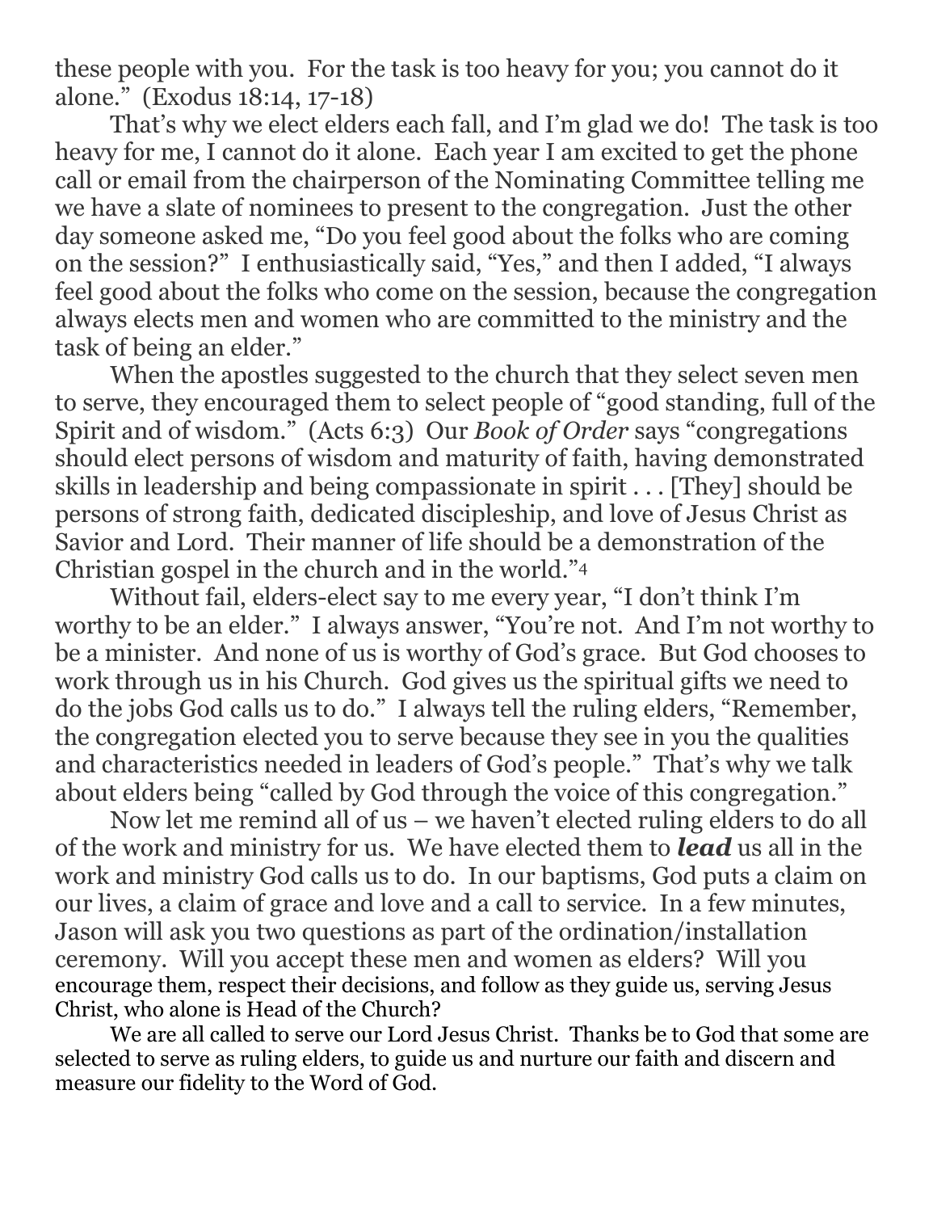these people with you. For the task is too heavy for you; you cannot do it alone." (Exodus 18:14, 17-18)

That's why we elect elders each fall, and I'm glad we do! The task is too heavy for me, I cannot do it alone. Each year I am excited to get the phone call or email from the chairperson of the Nominating Committee telling me we have a slate of nominees to present to the congregation. Just the other day someone asked me, "Do you feel good about the folks who are coming on the session?" I enthusiastically said, "Yes," and then I added, "I always feel good about the folks who come on the session, because the congregation always elects men and women who are committed to the ministry and the task of being an elder."

When the apostles suggested to the church that they select seven men to serve, they encouraged them to select people of "good standing, full of the Spirit and of wisdom." (Acts 6:3) Our *Book of Order* says "congregations should elect persons of wisdom and maturity of faith, having demonstrated skills in leadership and being compassionate in spirit . . . [They] should be persons of strong faith, dedicated discipleship, and love of Jesus Christ as Savior and Lord. Their manner of life should be a demonstration of the Christian gospel in the church and in the world."[4]

Without fail, elders-elect say to me every year, "I don't think I'm worthy to be an elder." I always answer, "You're not. And I'm not worthy to be a minister. And none of us is worthy of God's grace. But God chooses to work through us in his Church. God gives us the spiritual gifts we need to do the jobs God calls us to do." I always tell the ruling elders, "Remember, the congregation elected you to serve because they see in you the qualities and characteristics needed in leaders of God's people." That's why we talk about elders being "called by God through the voice of this congregation."

Now let me remind all of us – we haven't elected ruling elders to do all of the work and ministry for us. We have elected them to ***lead*** us all in the work and ministry God calls us to do. In our baptisms, God puts a claim on our lives, a claim of grace and love and a call to service. In a few minutes, Jason will ask you two questions as part of the ordination/installation ceremony. Will you accept these men and women as elders? Will you encourage them, respect their decisions, and follow as they guide us, serving Jesus Christ, who alone is Head of the Church?

We are all called to serve our Lord Jesus Christ. Thanks be to God that some are selected to serve as ruling elders, to guide us and nurture our faith and discern and measure our fidelity to the Word of God.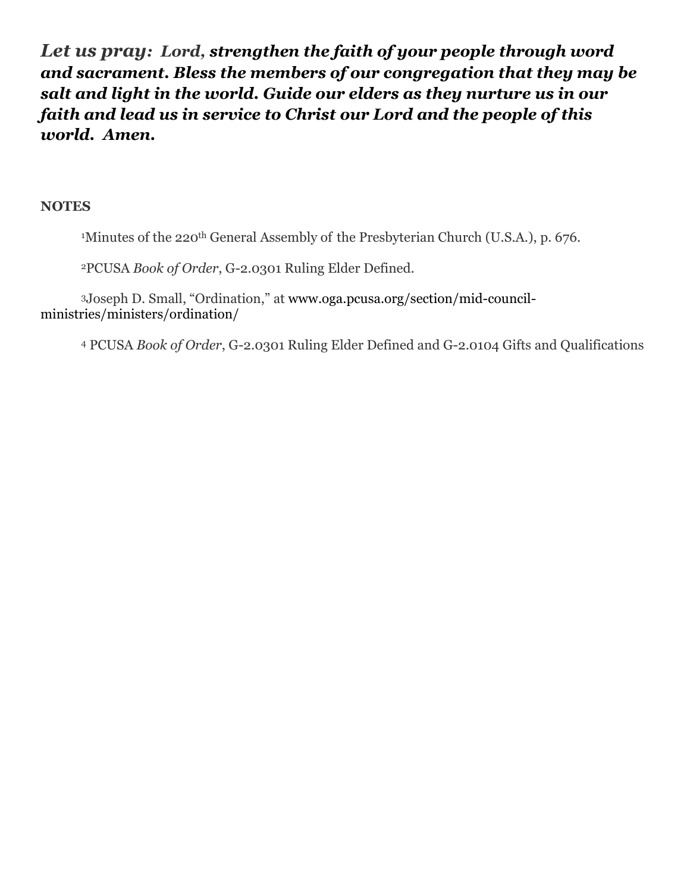***Let us pray:*** ***Lord, strengthen the faith of your people through word and sacrament. Bless the members of our congregation that they may be salt and light in the world. Guide our elders as they nurture us in our faith and lead us in service to Christ our Lord and the people of this world. Amen.***

**NOTES**

[1]Minutes of the 220th General Assembly of the Presbyterian Church (U.S.A.), p. 676.

[2]PCUSA *Book of Order*, G-2.0301 Ruling Elder Defined.

[3]Joseph D. Small, "Ordination," at www.oga.pcusa.org/section/mid-council-ministries/ministers/ordination/

[4] PCUSA *Book of Order*, G-2.0301 Ruling Elder Defined and G-2.0104 Gifts and Qualifications